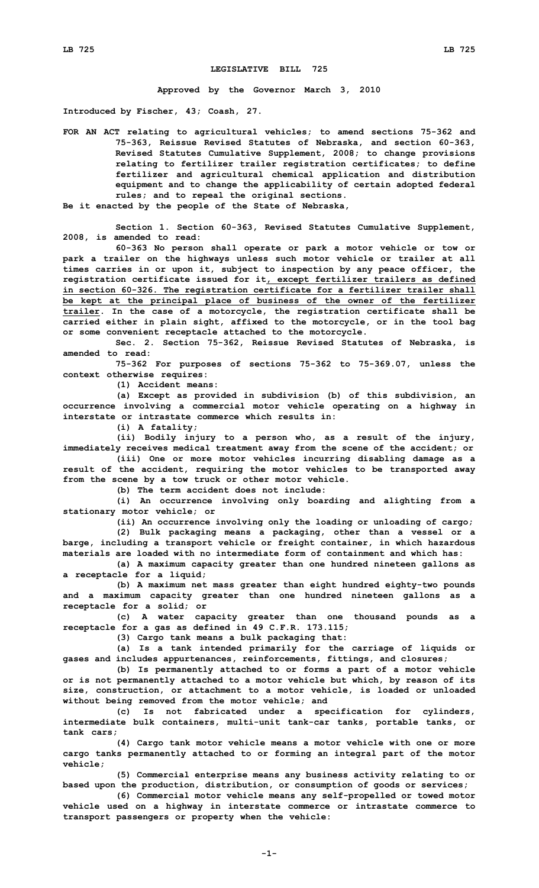**LEGISLATIVE BILL 725**

**Approved by the Governor March 3, 2010**

**Introduced by Fischer, 43; Coash, 27.**

**FOR AN ACT relating to agricultural vehicles; to amend sections 75-362 and 75-363, Reissue Revised Statutes of Nebraska, and section 60-363, Revised Statutes Cumulative Supplement, 2008; to change provisions relating to fertilizer trailer registration certificates; to define fertilizer and agricultural chemical application and distribution equipment and to change the applicability of certain adopted federal rules; and to repeal the original sections.**

**Be it enacted by the people of the State of Nebraska,**

**Section 1. Section 60-363, Revised Statutes Cumulative Supplement, 2008, is amended to read:**

**60-363 No person shall operate or park a motor vehicle or tow or park a trailer on the highways unless such motor vehicle or trailer at all times carries in or upon it, subject to inspection by any peace officer, the registration certificate issued for it, except fertilizer trailers as defined in section 60-326. The registration certificate for a fertilizer trailer shall be kept at the principal place of business of the owner of the fertilizer trailer. In the case of a motorcycle, the registration certificate shall be carried either in plain sight, affixed to the motorcycle, or in the tool bag or some convenient receptacle attached to the motorcycle.**

**Sec. 2. Section 75-362, Reissue Revised Statutes of Nebraska, is amended to read:**

**75-362 For purposes of sections 75-362 to 75-369.07, unless the context otherwise requires:**

**(1) Accident means:**

**(a) Except as provided in subdivision (b) of this subdivision, an occurrence involving a commercial motor vehicle operating on a highway in interstate or intrastate commerce which results in:**

**(i) A fatality;**

**(ii) Bodily injury to a person who, as a result of the injury, immediately receives medical treatment away from the scene of the accident; or**

**(iii) One or more motor vehicles incurring disabling damage as a result of the accident, requiring the motor vehicles to be transported away from the scene by a tow truck or other motor vehicle.**

**(b) The term accident does not include:**

**(i) An occurrence involving only boarding and alighting from a stationary motor vehicle; or**

**(ii) An occurrence involving only the loading or unloading of cargo;**

**(2) Bulk packaging means a packaging, other than a vessel or a barge, including a transport vehicle or freight container, in which hazardous materials are loaded with no intermediate form of containment and which has:**

**(a) A maximum capacity greater than one hundred nineteen gallons as a receptacle for a liquid;**

**(b) A maximum net mass greater than eight hundred eighty-two pounds and a maximum capacity greater than one hundred nineteen gallons as a receptacle for a solid; or**

**(c) A water capacity greater than one thousand pounds as a receptacle for a gas as defined in 49 C.F.R. 173.115;**

**(3) Cargo tank means a bulk packaging that:**

**(a) Is a tank intended primarily for the carriage of liquids or gases and includes appurtenances, reinforcements, fittings, and closures;**

**(b) Is permanently attached to or forms a part of a motor vehicle or is not permanently attached to a motor vehicle but which, by reason of its size, construction, or attachment to a motor vehicle, is loaded or unloaded without being removed from the motor vehicle; and**

**(c) Is not fabricated under a specification for cylinders, intermediate bulk containers, multi-unit tank-car tanks, portable tanks, or tank cars;**

**(4) Cargo tank motor vehicle means a motor vehicle with one or more cargo tanks permanently attached to or forming an integral part of the motor vehicle;**

**(5) Commercial enterprise means any business activity relating to or based upon the production, distribution, or consumption of goods or services;**

**(6) Commercial motor vehicle means any self-propelled or towed motor vehicle used on a highway in interstate commerce or intrastate commerce to transport passengers or property when the vehicle:**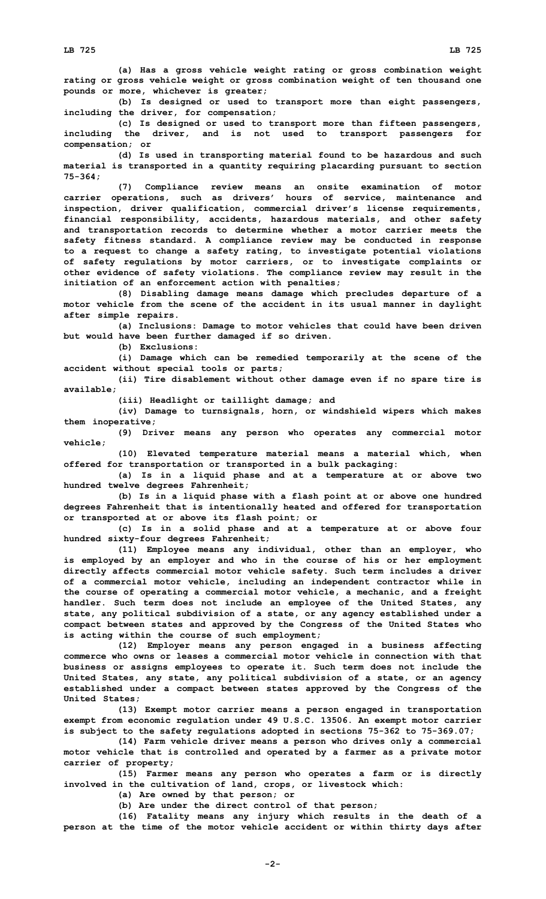(a) Has a gross vehicle weight rating or gross combination weight rating or gross vehicle weight or gross combination weight of ten thousand one pounds or more, whichever is greater;

(b) Is designed or used to transport more than eight passengers, including the driver, for compensation;

(c) Is designed or used to transport more than fifteen passengers, including the driver, and is not used to transport passengers for compensation; or

(d) Is used in transporting material found to be hazardous and such material is transported in a quantity requiring placarding pursuant to section 75-364;

(7) Compliance review means an onsite examination of motor carrier operations, such as drivers' hours of service, maintenance and inspection, driver qualification, commercial driver's license requirements, financial responsibility, accidents, hazardous materials, and other safety and transportation records to determine whether a motor carrier meets the safety fitness standard. A compliance review may be conducted in response to a request to change a safety rating, to investigate potential violations of safety regulations by motor carriers, or to investigate complaints or other evidence of safety violations. The compliance review may result in the initiation of an enforcement action with penalties;

(8) Disabling damage means damage which precludes departure of a motor vehicle from the scene of the accident in its usual manner in daylight after simple repairs.

(a) Inclusions: Damage to motor vehicles that could have been driven but would have been further damaged if so driven.

(b) Exclusions:

(i) Damage which can be remedied temporarily at the scene of the accident without special tools or parts;

(ii) Tire disablement without other damage even if no spare tire is available;

(iii) Headlight or taillight damage; and

(iv) Damage to turnsignals, horn, or windshield wipers which makes them inoperative;

(9) Driver means any person who operates any commercial motor vehicle;

(10) Elevated temperature material means a material which, when offered for transportation or transported in a bulk packaging:

(a) Is in a liquid phase and at a temperature at or above two hundred twelve degrees Fahrenheit;

(b) Is in a liquid phase with a flash point at or above one hundred degrees Fahrenheit that is intentionally heated and offered for transportation or transported at or above its flash point; or

(c) Is in a solid phase and at a temperature at or above four hundred sixty-four degrees Fahrenheit;

(11) Employee means any individual, other than an employer, who is employed by an employer and who in the course of his or her employment directly affects commercial motor vehicle safety. Such term includes a driver of a commercial motor vehicle, including an independent contractor while in the course of operating a commercial motor vehicle, a mechanic, and a freight handler. Such term does not include an employee of the United States, any state, any political subdivision of a state, or any agency established under a compact between states and approved by the Congress of the United States who is acting within the course of such employment;

(12) Employer means any person engaged in a business affecting commerce who owns or leases a commercial motor vehicle in connection with that business or assigns employees to operate it. Such term does not include the United States, any state, any political subdivision of a state, or an agency established under a compact between states approved by the Congress of the United States;

(13) Exempt motor carrier means a person engaged in transportation exempt from economic regulation under 49 U.S.C. 13506. An exempt motor carrier is subject to the safety regulations adopted in sections 75-362 to 75-369.07;

(14) Farm vehicle driver means a person who drives only a commercial motor vehicle that is controlled and operated by a farmer as a private motor carrier of property;

(15) Farmer means any person who operates a farm or is directly involved in the cultivation of land, crops, or livestock which:

(a) Are owned by that person; or

(b) Are under the direct control of that person;

(16) Fatality means any injury which results in the death of a person at the time of the motor vehicle accident or within thirty days after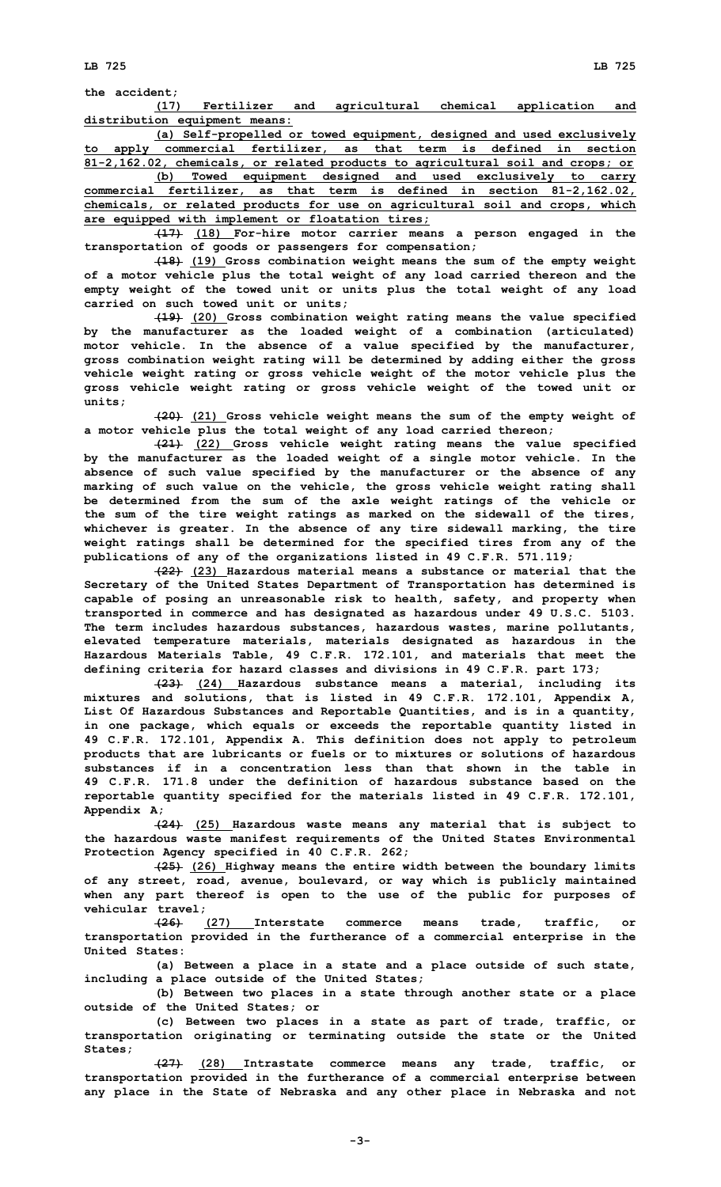the accident;

(17) Fertilizer and agricultural chemical application and distribution equipment means:

(a) Self-propelled or towed equipment, designed and used exclusively to apply commercial fertilizer, as that term is defined in section 81-2,162.02, chemicals, or related products to agricultural soil and crops; or

(b) Towed equipment designed and used exclusively to carry commercial fertilizer, as that term is defined in section 81-2,162.02, chemicals, or related products for use on agricultural soil and crops, which are equipped with implement or floatation tires;

~~(17)~~ (18) For-hire motor carrier means a person engaged in the transportation of goods or passengers for compensation;

~~(18)~~ (19) Gross combination weight means the sum of the empty weight of a motor vehicle plus the total weight of any load carried thereon and the empty weight of the towed unit or units plus the total weight of any load carried on such towed unit or units;

~~(19)~~ (20) Gross combination weight rating means the value specified by the manufacturer as the loaded weight of a combination (articulated) motor vehicle. In the absence of a value specified by the manufacturer, gross combination weight rating will be determined by adding either the gross vehicle weight rating or gross vehicle weight of the motor vehicle plus the gross vehicle weight rating or gross vehicle weight of the towed unit or units;

~~(20)~~ (21) Gross vehicle weight means the sum of the empty weight of a motor vehicle plus the total weight of any load carried thereon;

~~(21)~~ (22) Gross vehicle weight rating means the value specified by the manufacturer as the loaded weight of a single motor vehicle. In the absence of such value specified by the manufacturer or the absence of any marking of such value on the vehicle, the gross vehicle weight rating shall be determined from the sum of the axle weight ratings of the vehicle or the sum of the tire weight ratings as marked on the sidewall of the tires, whichever is greater. In the absence of any tire sidewall marking, the tire weight ratings shall be determined for the specified tires from any of the publications of any of the organizations listed in 49 C.F.R. 571.119;

~~(22)~~ (23) Hazardous material means a substance or material that the Secretary of the United States Department of Transportation has determined is capable of posing an unreasonable risk to health, safety, and property when transported in commerce and has designated as hazardous under 49 U.S.C. 5103. The term includes hazardous substances, hazardous wastes, marine pollutants, elevated temperature materials, materials designated as hazardous in the Hazardous Materials Table, 49 C.F.R. 172.101, and materials that meet the defining criteria for hazard classes and divisions in 49 C.F.R. part 173;

~~(23)~~ (24) Hazardous substance means a material, including its mixtures and solutions, that is listed in 49 C.F.R. 172.101, Appendix A, List Of Hazardous Substances and Reportable Quantities, and is in a quantity, in one package, which equals or exceeds the reportable quantity listed in 49 C.F.R. 172.101, Appendix A. This definition does not apply to petroleum products that are lubricants or fuels or to mixtures or solutions of hazardous substances if in a concentration less than that shown in the table in 49 C.F.R. 171.8 under the definition of hazardous substance based on the reportable quantity specified for the materials listed in 49 C.F.R. 172.101, Appendix A;

~~(24)~~ (25) Hazardous waste means any material that is subject to the hazardous waste manifest requirements of the United States Environmental Protection Agency specified in 40 C.F.R. 262;

~~(25)~~ (26) Highway means the entire width between the boundary limits of any street, road, avenue, boulevard, or way which is publicly maintained when any part thereof is open to the use of the public for purposes of vehicular travel;

~~(26)~~ (27) Interstate commerce means trade, traffic, or transportation provided in the furtherance of a commercial enterprise in the United States:

(a) Between a place in a state and a place outside of such state, including a place outside of the United States;

(b) Between two places in a state through another state or a place outside of the United States; or

(c) Between two places in a state as part of trade, traffic, or transportation originating or terminating outside the state or the United States;

~~(27)~~ (28) Intrastate commerce means any trade, traffic, or transportation provided in the furtherance of a commercial enterprise between any place in the State of Nebraska and any other place in Nebraska and not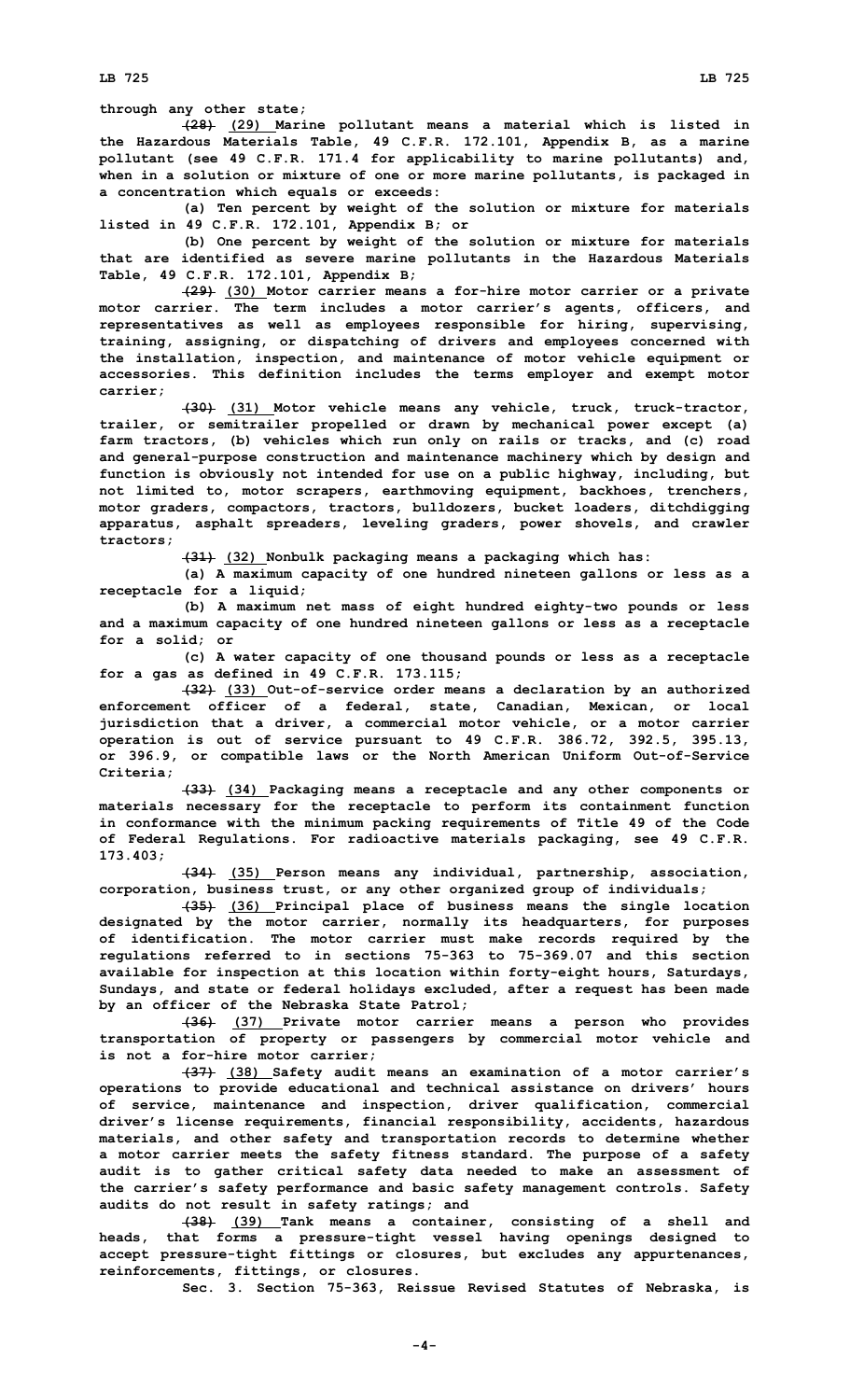through any other state;

~~(28)~~ (29) Marine pollutant means a material which is listed in the Hazardous Materials Table, 49 C.F.R. 172.101, Appendix B, as a marine pollutant (see 49 C.F.R. 171.4 for applicability to marine pollutants) and, when in a solution or mixture of one or more marine pollutants, is packaged in a concentration which equals or exceeds:

(a) Ten percent by weight of the solution or mixture for materials listed in 49 C.F.R. 172.101, Appendix B; or

(b) One percent by weight of the solution or mixture for materials that are identified as severe marine pollutants in the Hazardous Materials Table, 49 C.F.R. 172.101, Appendix B;

~~(29)~~ (30) Motor carrier means a for-hire motor carrier or a private motor carrier. The term includes a motor carrier's agents, officers, and representatives as well as employees responsible for hiring, supervising, training, assigning, or dispatching of drivers and employees concerned with the installation, inspection, and maintenance of motor vehicle equipment or accessories. This definition includes the terms employer and exempt motor carrier;

~~(30)~~ (31) Motor vehicle means any vehicle, truck, truck-tractor, trailer, or semitrailer propelled or drawn by mechanical power except (a) farm tractors, (b) vehicles which run only on rails or tracks, and (c) road and general-purpose construction and maintenance machinery which by design and function is obviously not intended for use on a public highway, including, but not limited to, motor scrapers, earthmoving equipment, backhoes, trenchers, motor graders, compactors, tractors, bulldozers, bucket loaders, ditchdigging apparatus, asphalt spreaders, leveling graders, power shovels, and crawler tractors;

~~(31)~~ (32) Nonbulk packaging means a packaging which has:

(a) A maximum capacity of one hundred nineteen gallons or less as a receptacle for a liquid;

(b) A maximum net mass of eight hundred eighty-two pounds or less and a maximum capacity of one hundred nineteen gallons or less as a receptacle for a solid; or

(c) A water capacity of one thousand pounds or less as a receptacle for a gas as defined in 49 C.F.R. 173.115;

~~(32)~~ (33) Out-of-service order means a declaration by an authorized enforcement officer of a federal, state, Canadian, Mexican, or local jurisdiction that a driver, a commercial motor vehicle, or a motor carrier operation is out of service pursuant to 49 C.F.R. 386.72, 392.5, 395.13, or 396.9, or compatible laws or the North American Uniform Out-of-Service Criteria;

~~(33)~~ (34) Packaging means a receptacle and any other components or materials necessary for the receptacle to perform its containment function in conformance with the minimum packing requirements of Title 49 of the Code of Federal Regulations. For radioactive materials packaging, see 49 C.F.R. 173.403;

~~(34)~~ (35) Person means any individual, partnership, association, corporation, business trust, or any other organized group of individuals;

~~(35)~~ (36) Principal place of business means the single location designated by the motor carrier, normally its headquarters, for purposes of identification. The motor carrier must make records required by the regulations referred to in sections 75-363 to 75-369.07 and this section available for inspection at this location within forty-eight hours, Saturdays, Sundays, and state or federal holidays excluded, after a request has been made by an officer of the Nebraska State Patrol;

~~(36)~~ (37) Private motor carrier means a person who provides transportation of property or passengers by commercial motor vehicle and is not a for-hire motor carrier;

~~(37)~~ (38) Safety audit means an examination of a motor carrier's operations to provide educational and technical assistance on drivers' hours of service, maintenance and inspection, driver qualification, commercial driver's license requirements, financial responsibility, accidents, hazardous materials, and other safety and transportation records to determine whether a motor carrier meets the safety fitness standard. The purpose of a safety audit is to gather critical safety data needed to make an assessment of the carrier's safety performance and basic safety management controls. Safety audits do not result in safety ratings; and

~~(38)~~ (39) Tank means a container, consisting of a shell and heads, that forms a pressure-tight vessel having openings designed to accept pressure-tight fittings or closures, but excludes any appurtenances, reinforcements, fittings, or closures.

Sec. 3. Section 75-363, Reissue Revised Statutes of Nebraska, is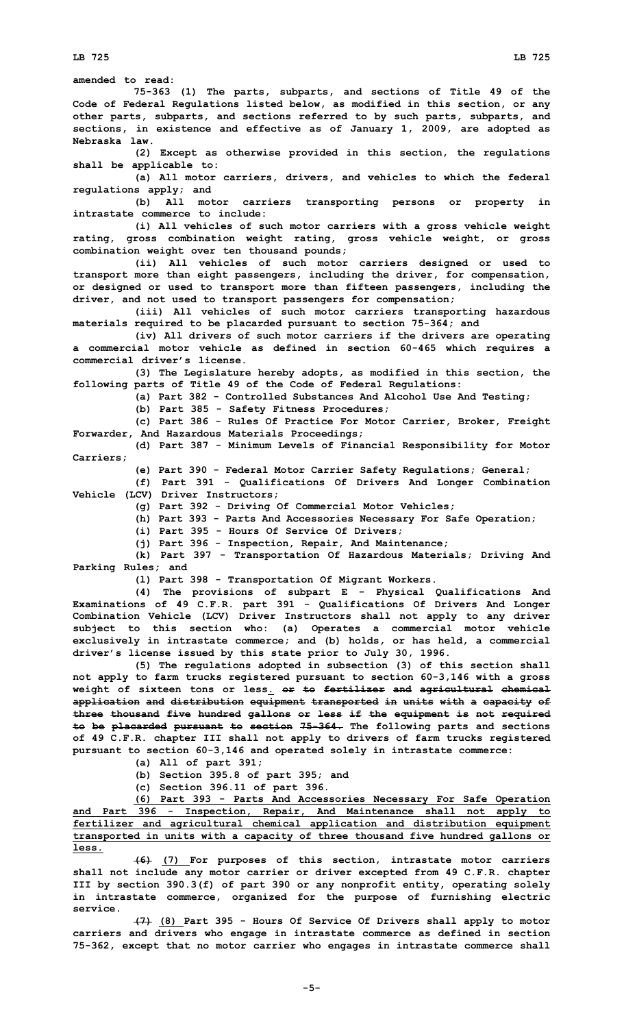amended to read:

75-363 (1) The parts, subparts, and sections of Title 49 of the Code of Federal Regulations listed below, as modified in this section, or any other parts, subparts, and sections referred to by such parts, subparts, and sections, in existence and effective as of January 1, 2009, are adopted as Nebraska law.

(2) Except as otherwise provided in this section, the regulations shall be applicable to:

(a) All motor carriers, drivers, and vehicles to which the federal regulations apply; and

(b) All motor carriers transporting persons or property in intrastate commerce to include:

(i) All vehicles of such motor carriers with a gross vehicle weight rating, gross combination weight rating, gross vehicle weight, or gross combination weight over ten thousand pounds;

(ii) All vehicles of such motor carriers designed or used to transport more than eight passengers, including the driver, for compensation, or designed or used to transport more than fifteen passengers, including the driver, and not used to transport passengers for compensation;

(iii) All vehicles of such motor carriers transporting hazardous materials required to be placarded pursuant to section 75-364; and

(iv) All drivers of such motor carriers if the drivers are operating a commercial motor vehicle as defined in section 60-465 which requires a commercial driver's license.

(3) The Legislature hereby adopts, as modified in this section, the following parts of Title 49 of the Code of Federal Regulations:

(a) Part 382 - Controlled Substances And Alcohol Use And Testing;

(b) Part 385 - Safety Fitness Procedures;

(c) Part 386 - Rules Of Practice For Motor Carrier, Broker, Freight Forwarder, And Hazardous Materials Proceedings;

(d) Part 387 - Minimum Levels of Financial Responsibility for Motor Carriers;

(e) Part 390 - Federal Motor Carrier Safety Regulations; General;

(f) Part 391 - Qualifications Of Drivers And Longer Combination Vehicle (LCV) Driver Instructors;

(g) Part 392 - Driving Of Commercial Motor Vehicles;

(h) Part 393 - Parts And Accessories Necessary For Safe Operation;

(i) Part 395 - Hours Of Service Of Drivers;

(j) Part 396 - Inspection, Repair, And Maintenance;

(k) Part 397 - Transportation Of Hazardous Materials; Driving And Parking Rules; and

(l) Part 398 - Transportation Of Migrant Workers.

(4) The provisions of subpart E - Physical Qualifications And Examinations of 49 C.F.R. part 391 - Qualifications Of Drivers And Longer Combination Vehicle (LCV) Driver Instructors shall not apply to any driver subject to this section who: (a) Operates a commercial motor vehicle exclusively in intrastate commerce; and (b) holds, or has held, a commercial driver's license issued by this state prior to July 30, 1996.

(5) The regulations adopted in subsection (3) of this section shall not apply to farm trucks registered pursuant to section 60-3,146 with a gross weight of sixteen tons or less<u>.</u> ~~or to fertilizer and agricultural chemical application and distribution equipment transported in units with a capacity of three thousand five hundred gallons or less if the equipment is not required to be placarded pursuant to section 75-364.~~ The following parts and sections of 49 C.F.R. chapter III shall not apply to drivers of farm trucks registered pursuant to section 60-3,146 and operated solely in intrastate commerce:

(a) All of part 391;

(b) Section 395.8 of part 395; and

(c) Section 396.11 of part 396.

<u>(6) Part 393 - Parts And Accessories Necessary For Safe Operation and Part 396 - Inspection, Repair, And Maintenance shall not apply to fertilizer and agricultural chemical application and distribution equipment transported in units with a capacity of three thousand five hundred gallons or less.</u>

~~(6)~~ <u>(7)</u> For purposes of this section, intrastate motor carriers shall not include any motor carrier or driver excepted from 49 C.F.R. chapter III by section 390.3(f) of part 390 or any nonprofit entity, operating solely in intrastate commerce, organized for the purpose of furnishing electric service.

~~(7)~~ <u>(8)</u> Part 395 - Hours Of Service Of Drivers shall apply to motor carriers and drivers who engage in intrastate commerce as defined in section 75-362, except that no motor carrier who engages in intrastate commerce shall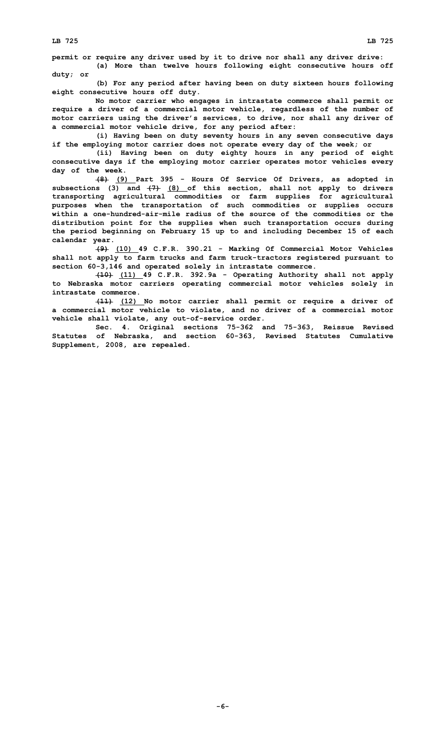permit or require any driver used by it to drive nor shall any driver drive:

(a) More than twelve hours following eight consecutive hours off duty; or

(b) For any period after having been on duty sixteen hours following eight consecutive hours off duty.

No motor carrier who engages in intrastate commerce shall permit or require a driver of a commercial motor vehicle, regardless of the number of motor carriers using the driver's services, to drive, nor shall any driver of a commercial motor vehicle drive, for any period after:

(i) Having been on duty seventy hours in any seven consecutive days if the employing motor carrier does not operate every day of the week; or

(ii) Having been on duty eighty hours in any period of eight consecutive days if the employing motor carrier operates motor vehicles every day of the week.

~~(8)~~ (9) Part 395 - Hours Of Service Of Drivers, as adopted in subsections (3) and ~~(7)~~ (8) of this section, shall not apply to drivers transporting agricultural commodities or farm supplies for agricultural purposes when the transportation of such commodities or supplies occurs within a one-hundred-air-mile radius of the source of the commodities or the distribution point for the supplies when such transportation occurs during the period beginning on February 15 up to and including December 15 of each calendar year.

~~(9)~~ (10) 49 C.F.R. 390.21 - Marking Of Commercial Motor Vehicles shall not apply to farm trucks and farm truck-tractors registered pursuant to section 60-3,146 and operated solely in intrastate commerce.

~~(10)~~ (11) 49 C.F.R. 392.9a - Operating Authority shall not apply to Nebraska motor carriers operating commercial motor vehicles solely in intrastate commerce.

~~(11)~~ (12) No motor carrier shall permit or require a driver of a commercial motor vehicle to violate, and no driver of a commercial motor vehicle shall violate, any out-of-service order.

Sec. 4. Original sections 75-362 and 75-363, Reissue Revised Statutes of Nebraska, and section 60-363, Revised Statutes Cumulative Supplement, 2008, are repealed.